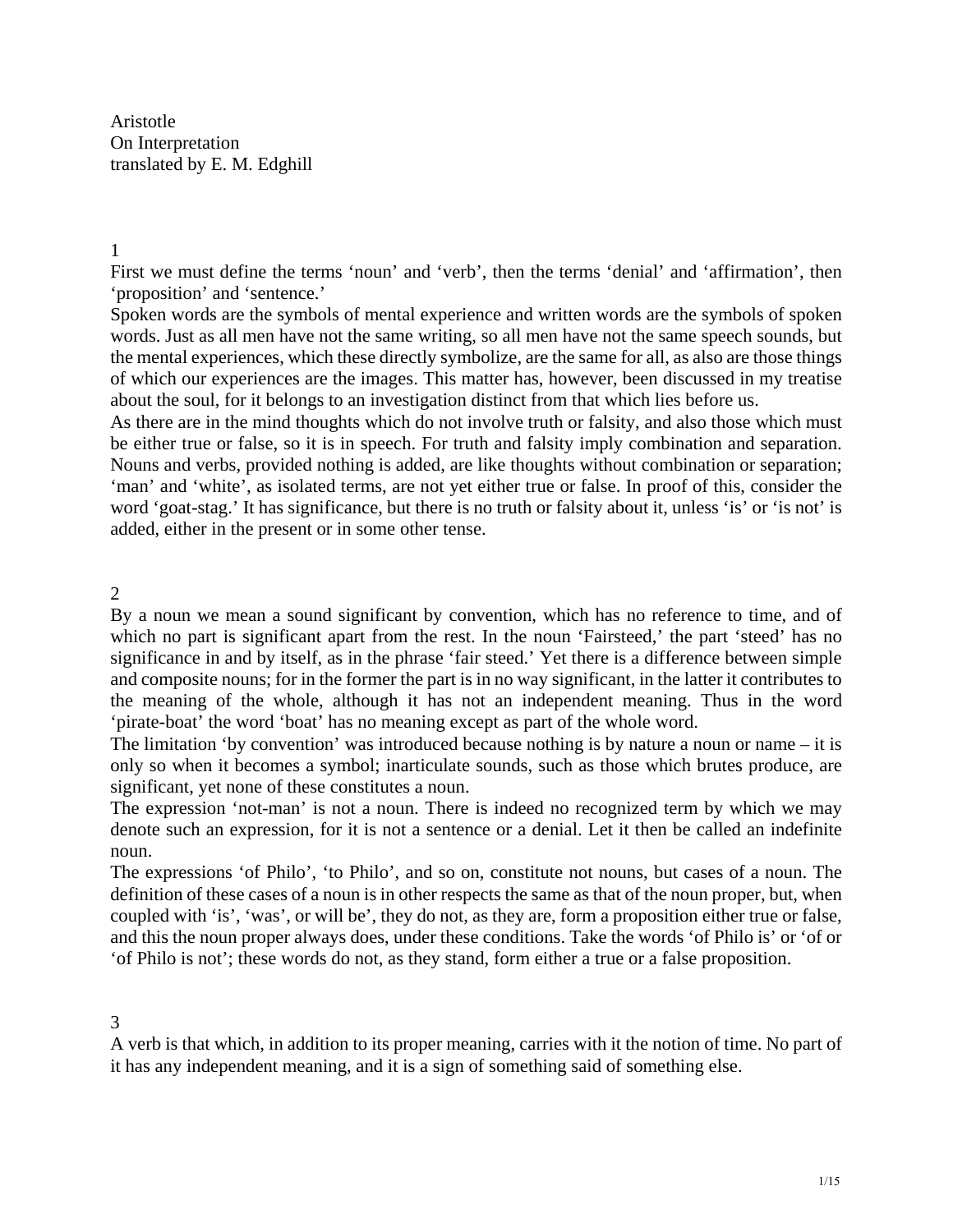Aristotle
On Interpretation
translated by E. M. Edghill

## 1

First we must define the terms ‘noun’ and ‘verb’, then the terms ‘denial’ and ‘affirmation’, then ‘proposition’ and ‘sentence.’

Spoken words are the symbols of mental experience and written words are the symbols of spoken words. Just as all men have not the same writing, so all men have not the same speech sounds, but the mental experiences, which these directly symbolize, are the same for all, as also are those things of which our experiences are the images. This matter has, however, been discussed in my treatise about the soul, for it belongs to an investigation distinct from that which lies before us.

As there are in the mind thoughts which do not involve truth or falsity, and also those which must be either true or false, so it is in speech. For truth and falsity imply combination and separation. Nouns and verbs, provided nothing is added, are like thoughts without combination or separation; ‘man’ and ‘white’, as isolated terms, are not yet either true or false. In proof of this, consider the word ‘goat-stag.’ It has significance, but there is no truth or falsity about it, unless ‘is’ or ‘is not’ is added, either in the present or in some other tense.

## 2

By a noun we mean a sound significant by convention, which has no reference to time, and of which no part is significant apart from the rest. In the noun ‘Fairsteed,’ the part ‘steed’ has no significance in and by itself, as in the phrase ‘fair steed.’ Yet there is a difference between simple and composite nouns; for in the former the part is in no way significant, in the latter it contributes to the meaning of the whole, although it has not an independent meaning. Thus in the word ‘pirate-boat’ the word ‘boat’ has no meaning except as part of the whole word.

The limitation ‘by convention’ was introduced because nothing is by nature a noun or name – it is only so when it becomes a symbol; inarticulate sounds, such as those which brutes produce, are significant, yet none of these constitutes a noun.

The expression ‘not-man’ is not a noun. There is indeed no recognized term by which we may denote such an expression, for it is not a sentence or a denial. Let it then be called an indefinite noun.

The expressions ‘of Philo’, ‘to Philo’, and so on, constitute not nouns, but cases of a noun. The definition of these cases of a noun is in other respects the same as that of the noun proper, but, when coupled with ‘is’, ‘was’, or will be’, they do not, as they are, form a proposition either true or false, and this the noun proper always does, under these conditions. Take the words ‘of Philo is’ or ‘of or ‘of Philo is not’; these words do not, as they stand, form either a true or a false proposition.

## 3

A verb is that which, in addition to its proper meaning, carries with it the notion of time. No part of it has any independent meaning, and it is a sign of something said of something else.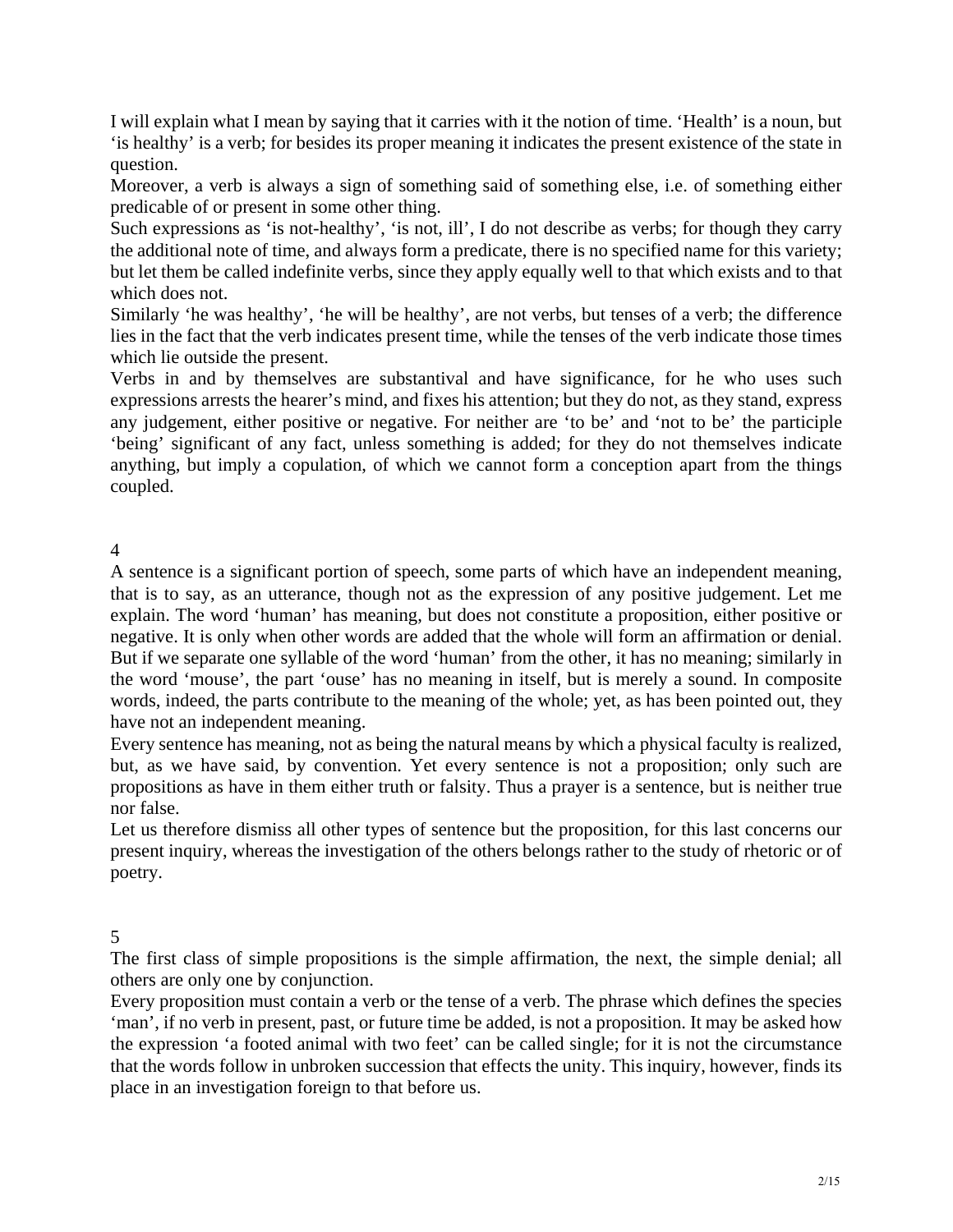I will explain what I mean by saying that it carries with it the notion of time. 'Health' is a noun, but 'is healthy' is a verb; for besides its proper meaning it indicates the present existence of the state in question.

Moreover, a verb is always a sign of something said of something else, i.e. of something either predicable of or present in some other thing.

Such expressions as 'is not-healthy', 'is not, ill', I do not describe as verbs; for though they carry the additional note of time, and always form a predicate, there is no specified name for this variety; but let them be called indefinite verbs, since they apply equally well to that which exists and to that which does not.

Similarly 'he was healthy', 'he will be healthy', are not verbs, but tenses of a verb; the difference lies in the fact that the verb indicates present time, while the tenses of the verb indicate those times which lie outside the present.

Verbs in and by themselves are substantival and have significance, for he who uses such expressions arrests the hearer's mind, and fixes his attention; but they do not, as they stand, express any judgement, either positive or negative. For neither are 'to be' and 'not to be' the participle 'being' significant of any fact, unless something is added; for they do not themselves indicate anything, but imply a copulation, of which we cannot form a conception apart from the things coupled.

## 4

A sentence is a significant portion of speech, some parts of which have an independent meaning, that is to say, as an utterance, though not as the expression of any positive judgement. Let me explain. The word 'human' has meaning, but does not constitute a proposition, either positive or negative. It is only when other words are added that the whole will form an affirmation or denial. But if we separate one syllable of the word 'human' from the other, it has no meaning; similarly in the word 'mouse', the part 'ouse' has no meaning in itself, but is merely a sound. In composite words, indeed, the parts contribute to the meaning of the whole; yet, as has been pointed out, they have not an independent meaning.

Every sentence has meaning, not as being the natural means by which a physical faculty is realized, but, as we have said, by convention. Yet every sentence is not a proposition; only such are propositions as have in them either truth or falsity. Thus a prayer is a sentence, but is neither true nor false.

Let us therefore dismiss all other types of sentence but the proposition, for this last concerns our present inquiry, whereas the investigation of the others belongs rather to the study of rhetoric or of poetry.

## 5

The first class of simple propositions is the simple affirmation, the next, the simple denial; all others are only one by conjunction.

Every proposition must contain a verb or the tense of a verb. The phrase which defines the species 'man', if no verb in present, past, or future time be added, is not a proposition. It may be asked how the expression 'a footed animal with two feet' can be called single; for it is not the circumstance that the words follow in unbroken succession that effects the unity. This inquiry, however, finds its place in an investigation foreign to that before us.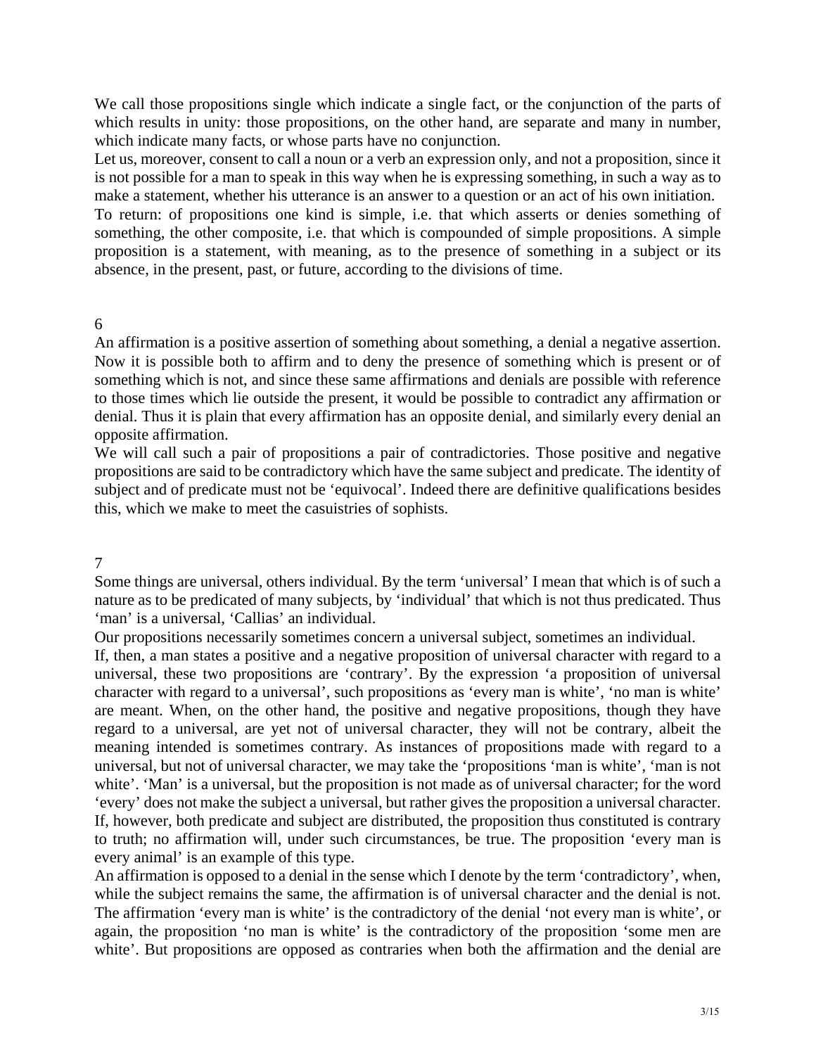We call those propositions single which indicate a single fact, or the conjunction of the parts of which results in unity: those propositions, on the other hand, are separate and many in number, which indicate many facts, or whose parts have no conjunction.

Let us, moreover, consent to call a noun or a verb an expression only, and not a proposition, since it is not possible for a man to speak in this way when he is expressing something, in such a way as to make a statement, whether his utterance is an answer to a question or an act of his own initiation.

To return: of propositions one kind is simple, i.e. that which asserts or denies something of something, the other composite, i.e. that which is compounded of simple propositions. A simple proposition is a statement, with meaning, as to the presence of something in a subject or its absence, in the present, past, or future, according to the divisions of time.

## 6

An affirmation is a positive assertion of something about something, a denial a negative assertion. Now it is possible both to affirm and to deny the presence of something which is present or of something which is not, and since these same affirmations and denials are possible with reference to those times which lie outside the present, it would be possible to contradict any affirmation or denial. Thus it is plain that every affirmation has an opposite denial, and similarly every denial an opposite affirmation.

We will call such a pair of propositions a pair of contradictories. Those positive and negative propositions are said to be contradictory which have the same subject and predicate. The identity of subject and of predicate must not be 'equivocal'. Indeed there are definitive qualifications besides this, which we make to meet the casuistries of sophists.

## 7

Some things are universal, others individual. By the term 'universal' I mean that which is of such a nature as to be predicated of many subjects, by 'individual' that which is not thus predicated. Thus 'man' is a universal, 'Callias' an individual.

Our propositions necessarily sometimes concern a universal subject, sometimes an individual.

If, then, a man states a positive and a negative proposition of universal character with regard to a universal, these two propositions are 'contrary'. By the expression 'a proposition of universal character with regard to a universal', such propositions as 'every man is white', 'no man is white' are meant. When, on the other hand, the positive and negative propositions, though they have regard to a universal, are yet not of universal character, they will not be contrary, albeit the meaning intended is sometimes contrary. As instances of propositions made with regard to a universal, but not of universal character, we may take the 'propositions 'man is white', 'man is not white'. 'Man' is a universal, but the proposition is not made as of universal character; for the word 'every' does not make the subject a universal, but rather gives the proposition a universal character. If, however, both predicate and subject are distributed, the proposition thus constituted is contrary to truth; no affirmation will, under such circumstances, be true. The proposition 'every man is every animal' is an example of this type.

An affirmation is opposed to a denial in the sense which I denote by the term 'contradictory', when, while the subject remains the same, the affirmation is of universal character and the denial is not. The affirmation 'every man is white' is the contradictory of the denial 'not every man is white', or again, the proposition 'no man is white' is the contradictory of the proposition 'some men are white'. But propositions are opposed as contraries when both the affirmation and the denial are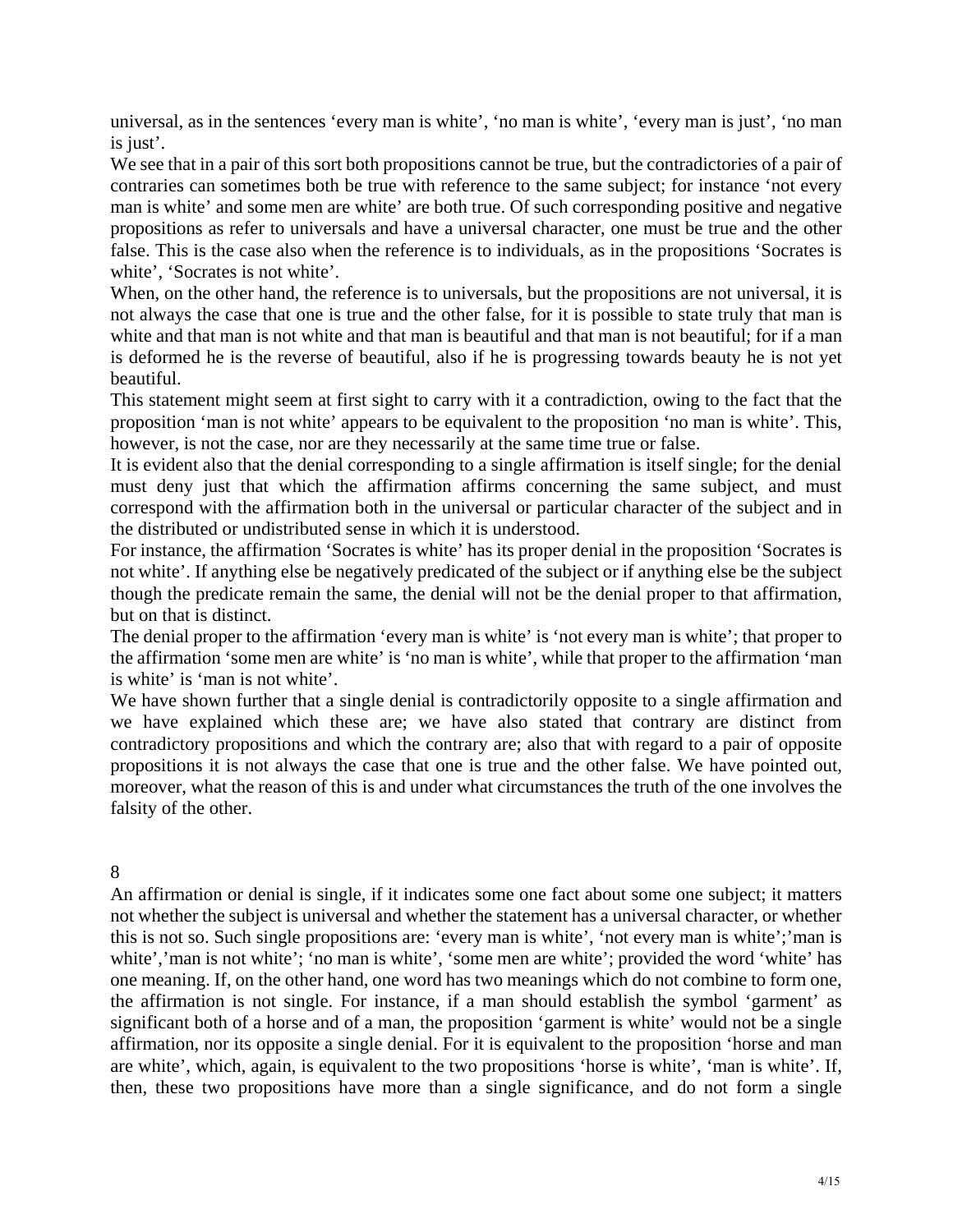universal, as in the sentences ‘every man is white’, ‘no man is white’, ‘every man is just’, ‘no man is just’.

We see that in a pair of this sort both propositions cannot be true, but the contradictories of a pair of contraries can sometimes both be true with reference to the same subject; for instance ‘not every man is white’ and some men are white’ are both true. Of such corresponding positive and negative propositions as refer to universals and have a universal character, one must be true and the other false. This is the case also when the reference is to individuals, as in the propositions ‘Socrates is white’, ‘Socrates is not white’.

When, on the other hand, the reference is to universals, but the propositions are not universal, it is not always the case that one is true and the other false, for it is possible to state truly that man is white and that man is not white and that man is beautiful and that man is not beautiful; for if a man is deformed he is the reverse of beautiful, also if he is progressing towards beauty he is not yet beautiful.

This statement might seem at first sight to carry with it a contradiction, owing to the fact that the proposition ‘man is not white’ appears to be equivalent to the proposition ‘no man is white’. This, however, is not the case, nor are they necessarily at the same time true or false.

It is evident also that the denial corresponding to a single affirmation is itself single; for the denial must deny just that which the affirmation affirms concerning the same subject, and must correspond with the affirmation both in the universal or particular character of the subject and in the distributed or undistributed sense in which it is understood.

For instance, the affirmation ‘Socrates is white’ has its proper denial in the proposition ‘Socrates is not white’. If anything else be negatively predicated of the subject or if anything else be the subject though the predicate remain the same, the denial will not be the denial proper to that affirmation, but on that is distinct.

The denial proper to the affirmation ‘every man is white’ is ‘not every man is white’; that proper to the affirmation ‘some men are white’ is ‘no man is white’, while that proper to the affirmation ‘man is white’ is ‘man is not white’.

We have shown further that a single denial is contradictorily opposite to a single affirmation and we have explained which these are; we have also stated that contrary are distinct from contradictory propositions and which the contrary are; also that with regard to a pair of opposite propositions it is not always the case that one is true and the other false. We have pointed out, moreover, what the reason of this is and under what circumstances the truth of the one involves the falsity of the other.

## 8

An affirmation or denial is single, if it indicates some one fact about some one subject; it matters not whether the subject is universal and whether the statement has a universal character, or whether this is not so. Such single propositions are: ‘every man is white’, ‘not every man is white’;’man is white’,’man is not white’; ‘no man is white’, ‘some men are white’; provided the word ‘white’ has one meaning. If, on the other hand, one word has two meanings which do not combine to form one, the affirmation is not single. For instance, if a man should establish the symbol ‘garment’ as significant both of a horse and of a man, the proposition ‘garment is white’ would not be a single affirmation, nor its opposite a single denial. For it is equivalent to the proposition ‘horse and man are white’, which, again, is equivalent to the two propositions ‘horse is white’, ‘man is white’. If, then, these two propositions have more than a single significance, and do not form a single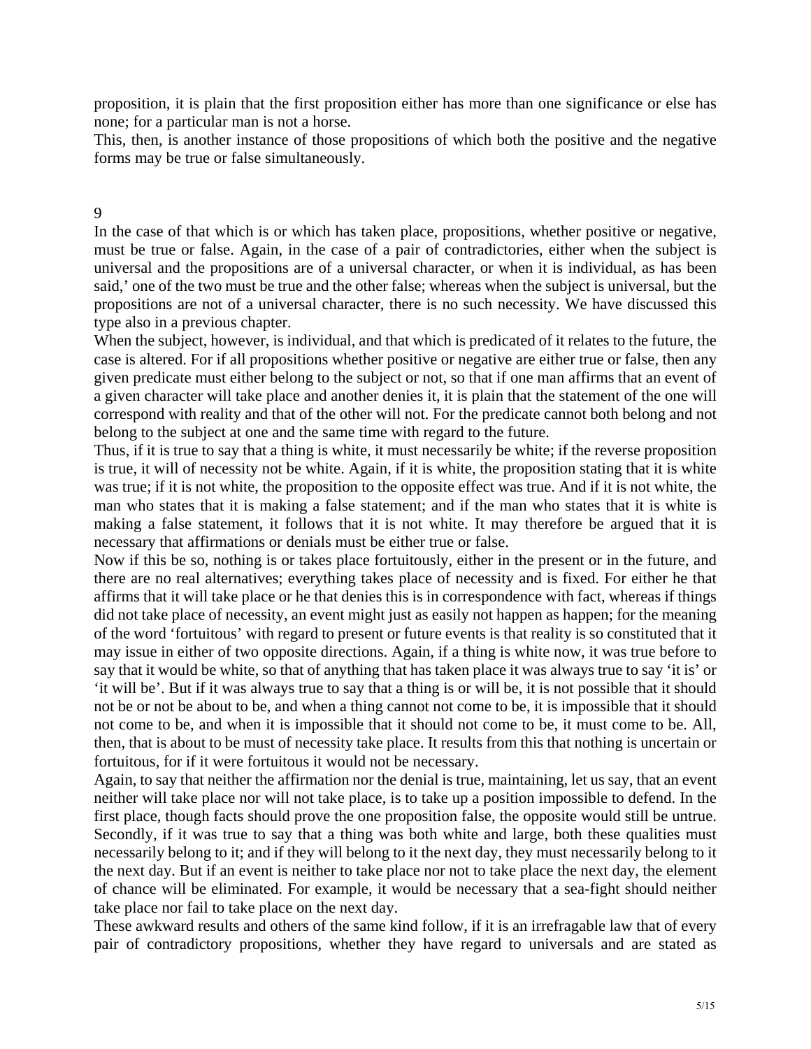proposition, it is plain that the first proposition either has more than one significance or else has none; for a particular man is not a horse.

This, then, is another instance of those propositions of which both the positive and the negative forms may be true or false simultaneously.

## 9

In the case of that which is or which has taken place, propositions, whether positive or negative, must be true or false. Again, in the case of a pair of contradictories, either when the subject is universal and the propositions are of a universal character, or when it is individual, as has been said,' one of the two must be true and the other false; whereas when the subject is universal, but the propositions are not of a universal character, there is no such necessity. We have discussed this type also in a previous chapter.

When the subject, however, is individual, and that which is predicated of it relates to the future, the case is altered. For if all propositions whether positive or negative are either true or false, then any given predicate must either belong to the subject or not, so that if one man affirms that an event of a given character will take place and another denies it, it is plain that the statement of the one will correspond with reality and that of the other will not. For the predicate cannot both belong and not belong to the subject at one and the same time with regard to the future.

Thus, if it is true to say that a thing is white, it must necessarily be white; if the reverse proposition is true, it will of necessity not be white. Again, if it is white, the proposition stating that it is white was true; if it is not white, the proposition to the opposite effect was true. And if it is not white, the man who states that it is making a false statement; and if the man who states that it is white is making a false statement, it follows that it is not white. It may therefore be argued that it is necessary that affirmations or denials must be either true or false.

Now if this be so, nothing is or takes place fortuitously, either in the present or in the future, and there are no real alternatives; everything takes place of necessity and is fixed. For either he that affirms that it will take place or he that denies this is in correspondence with fact, whereas if things did not take place of necessity, an event might just as easily not happen as happen; for the meaning of the word 'fortuitous' with regard to present or future events is that reality is so constituted that it may issue in either of two opposite directions. Again, if a thing is white now, it was true before to say that it would be white, so that of anything that has taken place it was always true to say 'it is' or 'it will be'. But if it was always true to say that a thing is or will be, it is not possible that it should not be or not be about to be, and when a thing cannot not come to be, it is impossible that it should not come to be, and when it is impossible that it should not come to be, it must come to be. All, then, that is about to be must of necessity take place. It results from this that nothing is uncertain or fortuitous, for if it were fortuitous it would not be necessary.

Again, to say that neither the affirmation nor the denial is true, maintaining, let us say, that an event neither will take place nor will not take place, is to take up a position impossible to defend. In the first place, though facts should prove the one proposition false, the opposite would still be untrue. Secondly, if it was true to say that a thing was both white and large, both these qualities must necessarily belong to it; and if they will belong to it the next day, they must necessarily belong to it the next day. But if an event is neither to take place nor not to take place the next day, the element of chance will be eliminated. For example, it would be necessary that a sea-fight should neither take place nor fail to take place on the next day.

These awkward results and others of the same kind follow, if it is an irrefragable law that of every pair of contradictory propositions, whether they have regard to universals and are stated as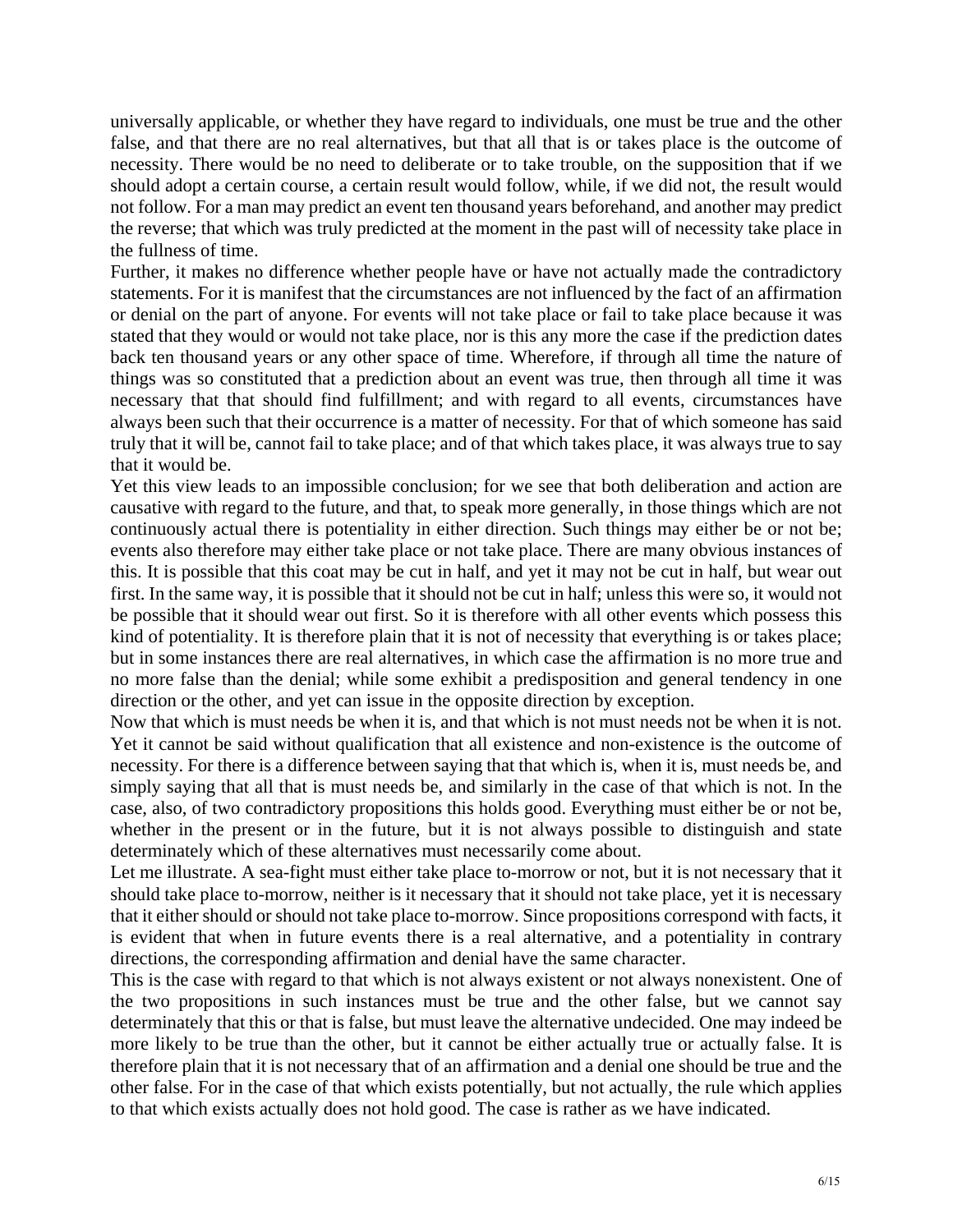universally applicable, or whether they have regard to individuals, one must be true and the other false, and that there are no real alternatives, but that all that is or takes place is the outcome of necessity. There would be no need to deliberate or to take trouble, on the supposition that if we should adopt a certain course, a certain result would follow, while, if we did not, the result would not follow. For a man may predict an event ten thousand years beforehand, and another may predict the reverse; that which was truly predicted at the moment in the past will of necessity take place in the fullness of time.

Further, it makes no difference whether people have or have not actually made the contradictory statements. For it is manifest that the circumstances are not influenced by the fact of an affirmation or denial on the part of anyone. For events will not take place or fail to take place because it was stated that they would or would not take place, nor is this any more the case if the prediction dates back ten thousand years or any other space of time. Wherefore, if through all time the nature of things was so constituted that a prediction about an event was true, then through all time it was necessary that that should find fulfillment; and with regard to all events, circumstances have always been such that their occurrence is a matter of necessity. For that of which someone has said truly that it will be, cannot fail to take place; and of that which takes place, it was always true to say that it would be.

Yet this view leads to an impossible conclusion; for we see that both deliberation and action are causative with regard to the future, and that, to speak more generally, in those things which are not continuously actual there is potentiality in either direction. Such things may either be or not be; events also therefore may either take place or not take place. There are many obvious instances of this. It is possible that this coat may be cut in half, and yet it may not be cut in half, but wear out first. In the same way, it is possible that it should not be cut in half; unless this were so, it would not be possible that it should wear out first. So it is therefore with all other events which possess this kind of potentiality. It is therefore plain that it is not of necessity that everything is or takes place; but in some instances there are real alternatives, in which case the affirmation is no more true and no more false than the denial; while some exhibit a predisposition and general tendency in one direction or the other, and yet can issue in the opposite direction by exception.

Now that which is must needs be when it is, and that which is not must needs not be when it is not. Yet it cannot be said without qualification that all existence and non-existence is the outcome of necessity. For there is a difference between saying that that which is, when it is, must needs be, and simply saying that all that is must needs be, and similarly in the case of that which is not. In the case, also, of two contradictory propositions this holds good. Everything must either be or not be, whether in the present or in the future, but it is not always possible to distinguish and state determinately which of these alternatives must necessarily come about.

Let me illustrate. A sea-fight must either take place to-morrow or not, but it is not necessary that it should take place to-morrow, neither is it necessary that it should not take place, yet it is necessary that it either should or should not take place to-morrow. Since propositions correspond with facts, it is evident that when in future events there is a real alternative, and a potentiality in contrary directions, the corresponding affirmation and denial have the same character.

This is the case with regard to that which is not always existent or not always nonexistent. One of the two propositions in such instances must be true and the other false, but we cannot say determinately that this or that is false, but must leave the alternative undecided. One may indeed be more likely to be true than the other, but it cannot be either actually true or actually false. It is therefore plain that it is not necessary that of an affirmation and a denial one should be true and the other false. For in the case of that which exists potentially, but not actually, the rule which applies to that which exists actually does not hold good. The case is rather as we have indicated.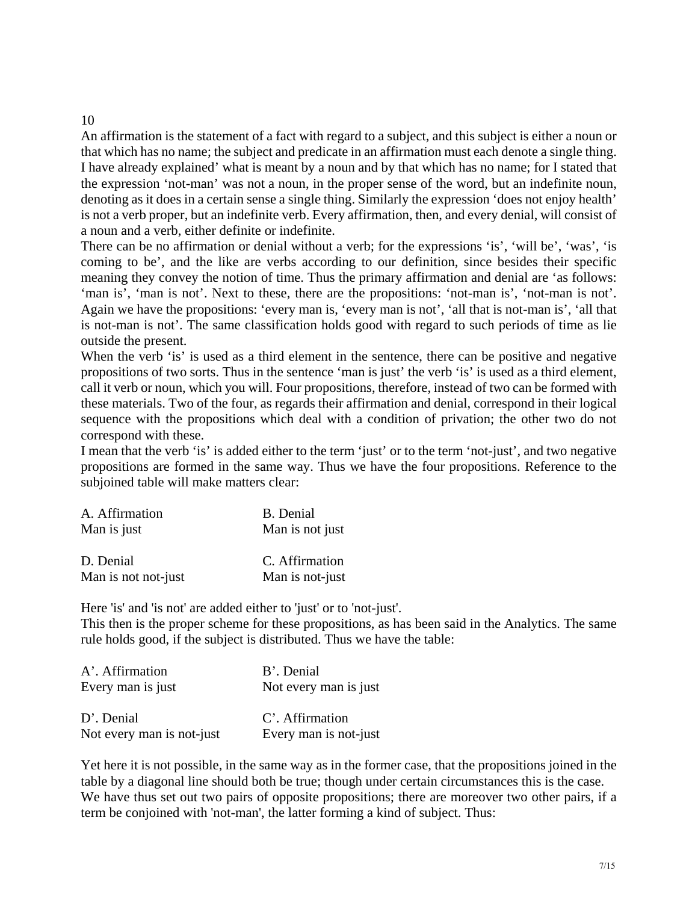10

An affirmation is the statement of a fact with regard to a subject, and this subject is either a noun or that which has no name; the subject and predicate in an affirmation must each denote a single thing. I have already explained' what is meant by a noun and by that which has no name; for I stated that the expression 'not-man' was not a noun, in the proper sense of the word, but an indefinite noun, denoting as it does in a certain sense a single thing. Similarly the expression 'does not enjoy health' is not a verb proper, but an indefinite verb. Every affirmation, then, and every denial, will consist of a noun and a verb, either definite or indefinite.

There can be no affirmation or denial without a verb; for the expressions 'is', 'will be', 'was', 'is coming to be', and the like are verbs according to our definition, since besides their specific meaning they convey the notion of time. Thus the primary affirmation and denial are 'as follows: 'man is', 'man is not'. Next to these, there are the propositions: 'not-man is', 'not-man is not'. Again we have the propositions: 'every man is, 'every man is not', 'all that is not-man is', 'all that is not-man is not'. The same classification holds good with regard to such periods of time as lie outside the present.

When the verb 'is' is used as a third element in the sentence, there can be positive and negative propositions of two sorts. Thus in the sentence 'man is just' the verb 'is' is used as a third element, call it verb or noun, which you will. Four propositions, therefore, instead of two can be formed with these materials. Two of the four, as regards their affirmation and denial, correspond in their logical sequence with the propositions which deal with a condition of privation; the other two do not correspond with these.

I mean that the verb 'is' is added either to the term 'just' or to the term 'not-just', and two negative propositions are formed in the same way. Thus we have the four propositions. Reference to the subjoined table will make matters clear:

| | |
|---|---|
| A. Affirmation<br>Man is just | B. Denial<br>Man is not just |
| D. Denial<br>Man is not not-just | C. Affirmation<br>Man is not-just |

Here 'is' and 'is not' are added either to 'just' or to 'not-just'.

This then is the proper scheme for these propositions, as has been said in the Analytics. The same rule holds good, if the subject is distributed. Thus we have the table:

| | |
|---|---|
| A'. Affirmation<br>Every man is just | B'. Denial<br>Not every man is just |
| D'. Denial<br>Not every man is not-just | C'. Affirmation<br>Every man is not-just |

Yet here it is not possible, in the same way as in the former case, that the propositions joined in the table by a diagonal line should both be true; though under certain circumstances this is the case.

We have thus set out two pairs of opposite propositions; there are moreover two other pairs, if a term be conjoined with 'not-man', the latter forming a kind of subject. Thus: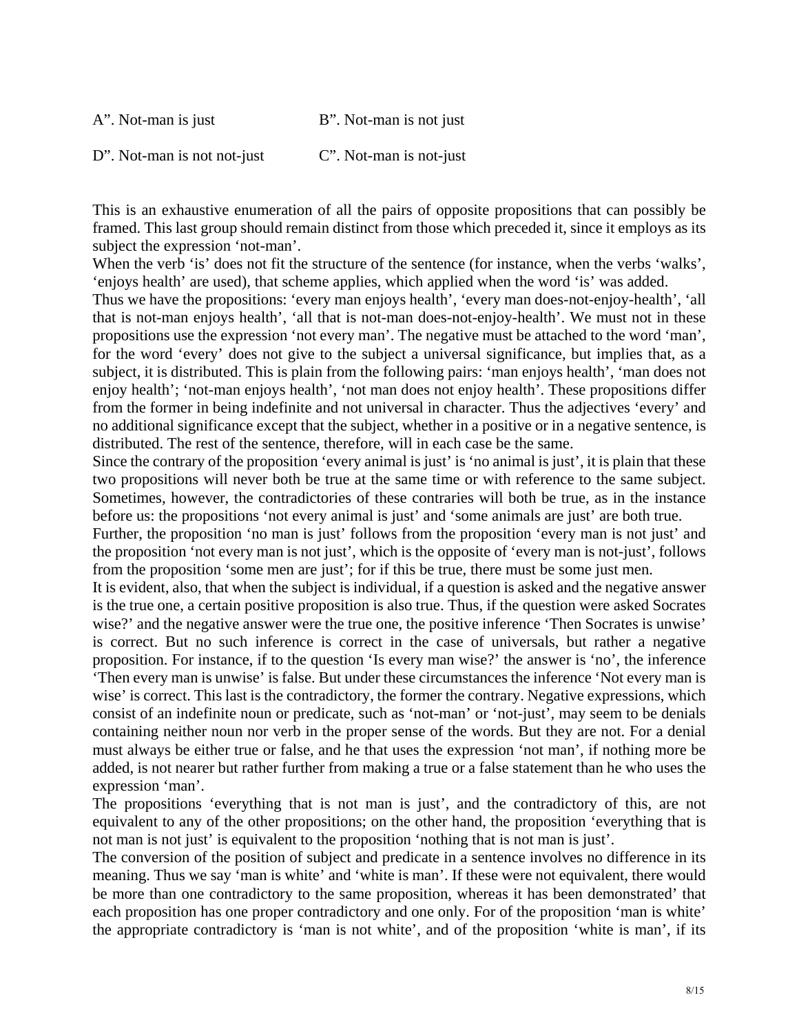| | |
|---|---|
| A”. Not-man is just | B”. Not-man is not just |
| D”. Not-man is not not-just | C”. Not-man is not-just |

This is an exhaustive enumeration of all the pairs of opposite propositions that can possibly be framed. This last group should remain distinct from those which preceded it, since it employs as its subject the expression ‘not-man’.

When the verb ‘is’ does not fit the structure of the sentence (for instance, when the verbs ‘walks’, ‘enjoys health’ are used), that scheme applies, which applied when the word ‘is’ was added.

Thus we have the propositions: ‘every man enjoys health’, ‘every man does-not-enjoy-health’, ‘all that is not-man enjoys health’, ‘all that is not-man does-not-enjoy-health’. We must not in these propositions use the expression ‘not every man’. The negative must be attached to the word ‘man’, for the word ‘every’ does not give to the subject a universal significance, but implies that, as a subject, it is distributed. This is plain from the following pairs: ‘man enjoys health’, ‘man does not enjoy health’; ‘not-man enjoys health’, ‘not man does not enjoy health’. These propositions differ from the former in being indefinite and not universal in character. Thus the adjectives ‘every’ and no additional significance except that the subject, whether in a positive or in a negative sentence, is distributed. The rest of the sentence, therefore, will in each case be the same.

Since the contrary of the proposition ‘every animal is just’ is ‘no animal is just’, it is plain that these two propositions will never both be true at the same time or with reference to the same subject. Sometimes, however, the contradictories of these contraries will both be true, as in the instance before us: the propositions ‘not every animal is just’ and ‘some animals are just’ are both true.

Further, the proposition ‘no man is just’ follows from the proposition ‘every man is not just’ and the proposition ‘not every man is not just’, which is the opposite of ‘every man is not-just’, follows from the proposition ‘some men are just’; for if this be true, there must be some just men.

It is evident, also, that when the subject is individual, if a question is asked and the negative answer is the true one, a certain positive proposition is also true. Thus, if the question were asked Socrates wise?’ and the negative answer were the true one, the positive inference ‘Then Socrates is unwise’ is correct. But no such inference is correct in the case of universals, but rather a negative proposition. For instance, if to the question ‘Is every man wise?’ the answer is ‘no’, the inference ‘Then every man is unwise’ is false. But under these circumstances the inference ‘Not every man is wise’ is correct. This last is the contradictory, the former the contrary. Negative expressions, which consist of an indefinite noun or predicate, such as ‘not-man’ or ‘not-just’, may seem to be denials containing neither noun nor verb in the proper sense of the words. But they are not. For a denial must always be either true or false, and he that uses the expression ‘not man’, if nothing more be added, is not nearer but rather further from making a true or a false statement than he who uses the expression ‘man’.

The propositions ‘everything that is not man is just’, and the contradictory of this, are not equivalent to any of the other propositions; on the other hand, the proposition ‘everything that is not man is not just’ is equivalent to the proposition ‘nothing that is not man is just’.

The conversion of the position of subject and predicate in a sentence involves no difference in its meaning. Thus we say ‘man is white’ and ‘white is man’. If these were not equivalent, there would be more than one contradictory to the same proposition, whereas it has been demonstrated’ that each proposition has one proper contradictory and one only. For of the proposition ‘man is white’ the appropriate contradictory is ‘man is not white’, and of the proposition ‘white is man’, if its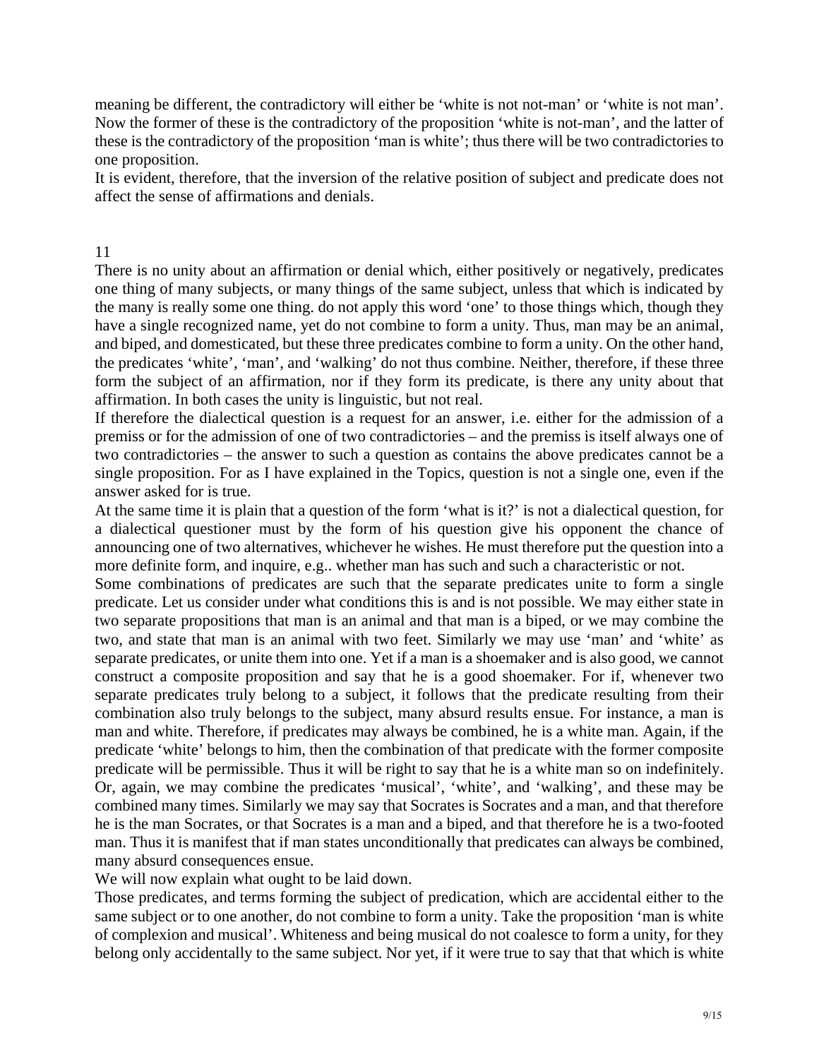meaning be different, the contradictory will either be 'white is not not-man' or 'white is not man'. Now the former of these is the contradictory of the proposition 'white is not-man', and the latter of these is the contradictory of the proposition 'man is white'; thus there will be two contradictories to one proposition.
It is evident, therefore, that the inversion of the relative position of subject and predicate does not affect the sense of affirmations and denials.

## 11

There is no unity about an affirmation or denial which, either positively or negatively, predicates one thing of many subjects, or many things of the same subject, unless that which is indicated by the many is really some one thing. do not apply this word 'one' to those things which, though they have a single recognized name, yet do not combine to form a unity. Thus, man may be an animal, and biped, and domesticated, but these three predicates combine to form a unity. On the other hand, the predicates 'white', 'man', and 'walking' do not thus combine. Neither, therefore, if these three form the subject of an affirmation, nor if they form its predicate, is there any unity about that affirmation. In both cases the unity is linguistic, but not real.
If therefore the dialectical question is a request for an answer, i.e. either for the admission of a premiss or for the admission of one of two contradictories – and the premiss is itself always one of two contradictories – the answer to such a question as contains the above predicates cannot be a single proposition. For as I have explained in the Topics, question is not a single one, even if the answer asked for is true.
At the same time it is plain that a question of the form 'what is it?' is not a dialectical question, for a dialectical questioner must by the form of his question give his opponent the chance of announcing one of two alternatives, whichever he wishes. He must therefore put the question into a more definite form, and inquire, e.g.. whether man has such and such a characteristic or not.
Some combinations of predicates are such that the separate predicates unite to form a single predicate. Let us consider under what conditions this is and is not possible. We may either state in two separate propositions that man is an animal and that man is a biped, or we may combine the two, and state that man is an animal with two feet. Similarly we may use 'man' and 'white' as separate predicates, or unite them into one. Yet if a man is a shoemaker and is also good, we cannot construct a composite proposition and say that he is a good shoemaker. For if, whenever two separate predicates truly belong to a subject, it follows that the predicate resulting from their combination also truly belongs to the subject, many absurd results ensue. For instance, a man is man and white. Therefore, if predicates may always be combined, he is a white man. Again, if the predicate 'white' belongs to him, then the combination of that predicate with the former composite predicate will be permissible. Thus it will be right to say that he is a white man so on indefinitely. Or, again, we may combine the predicates 'musical', 'white', and 'walking', and these may be combined many times. Similarly we may say that Socrates is Socrates and a man, and that therefore he is the man Socrates, or that Socrates is a man and a biped, and that therefore he is a two-footed man. Thus it is manifest that if man states unconditionally that predicates can always be combined, many absurd consequences ensue.
We will now explain what ought to be laid down.
Those predicates, and terms forming the subject of predication, which are accidental either to the same subject or to one another, do not combine to form a unity. Take the proposition 'man is white of complexion and musical'. Whiteness and being musical do not coalesce to form a unity, for they belong only accidentally to the same subject. Nor yet, if it were true to say that that which is white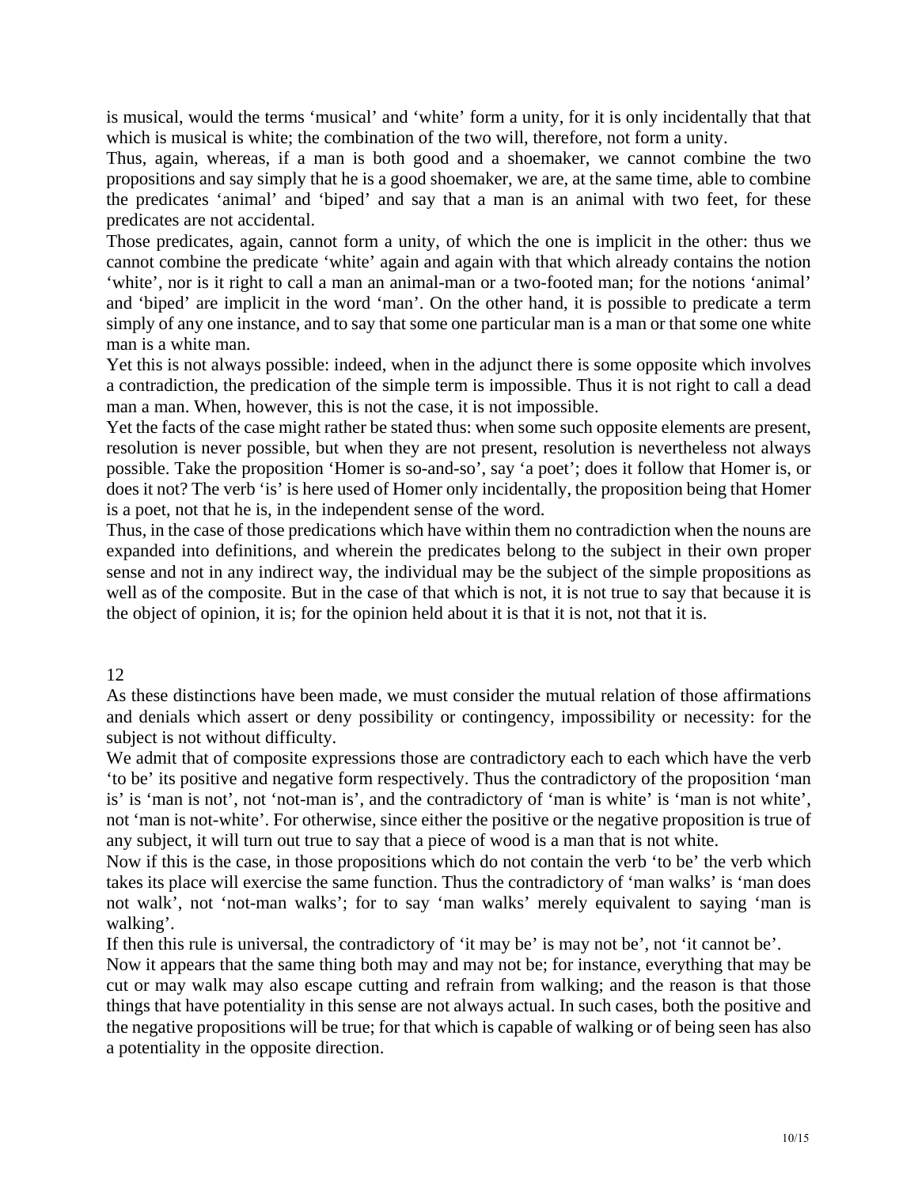is musical, would the terms 'musical' and 'white' form a unity, for it is only incidentally that that which is musical is white; the combination of the two will, therefore, not form a unity.

Thus, again, whereas, if a man is both good and a shoemaker, we cannot combine the two propositions and say simply that he is a good shoemaker, we are, at the same time, able to combine the predicates 'animal' and 'biped' and say that a man is an animal with two feet, for these predicates are not accidental.

Those predicates, again, cannot form a unity, of which the one is implicit in the other: thus we cannot combine the predicate 'white' again and again with that which already contains the notion 'white', nor is it right to call a man an animal-man or a two-footed man; for the notions 'animal' and 'biped' are implicit in the word 'man'. On the other hand, it is possible to predicate a term simply of any one instance, and to say that some one particular man is a man or that some one white man is a white man.

Yet this is not always possible: indeed, when in the adjunct there is some opposite which involves a contradiction, the predication of the simple term is impossible. Thus it is not right to call a dead man a man. When, however, this is not the case, it is not impossible.

Yet the facts of the case might rather be stated thus: when some such opposite elements are present, resolution is never possible, but when they are not present, resolution is nevertheless not always possible. Take the proposition 'Homer is so-and-so', say 'a poet'; does it follow that Homer is, or does it not? The verb 'is' is here used of Homer only incidentally, the proposition being that Homer is a poet, not that he is, in the independent sense of the word.

Thus, in the case of those predications which have within them no contradiction when the nouns are expanded into definitions, and wherein the predicates belong to the subject in their own proper sense and not in any indirect way, the individual may be the subject of the simple propositions as well as of the composite. But in the case of that which is not, it is not true to say that because it is the object of opinion, it is; for the opinion held about it is that it is not, not that it is.

## 12

As these distinctions have been made, we must consider the mutual relation of those affirmations and denials which assert or deny possibility or contingency, impossibility or necessity: for the subject is not without difficulty.

We admit that of composite expressions those are contradictory each to each which have the verb 'to be' its positive and negative form respectively. Thus the contradictory of the proposition 'man is' is 'man is not', not 'not-man is', and the contradictory of 'man is white' is 'man is not white', not 'man is not-white'. For otherwise, since either the positive or the negative proposition is true of any subject, it will turn out true to say that a piece of wood is a man that is not white.

Now if this is the case, in those propositions which do not contain the verb 'to be' the verb which takes its place will exercise the same function. Thus the contradictory of 'man walks' is 'man does not walk', not 'not-man walks'; for to say 'man walks' merely equivalent to saying 'man is walking'.

If then this rule is universal, the contradictory of 'it may be' is may not be', not 'it cannot be'.

Now it appears that the same thing both may and may not be; for instance, everything that may be cut or may walk may also escape cutting and refrain from walking; and the reason is that those things that have potentiality in this sense are not always actual. In such cases, both the positive and the negative propositions will be true; for that which is capable of walking or of being seen has also a potentiality in the opposite direction.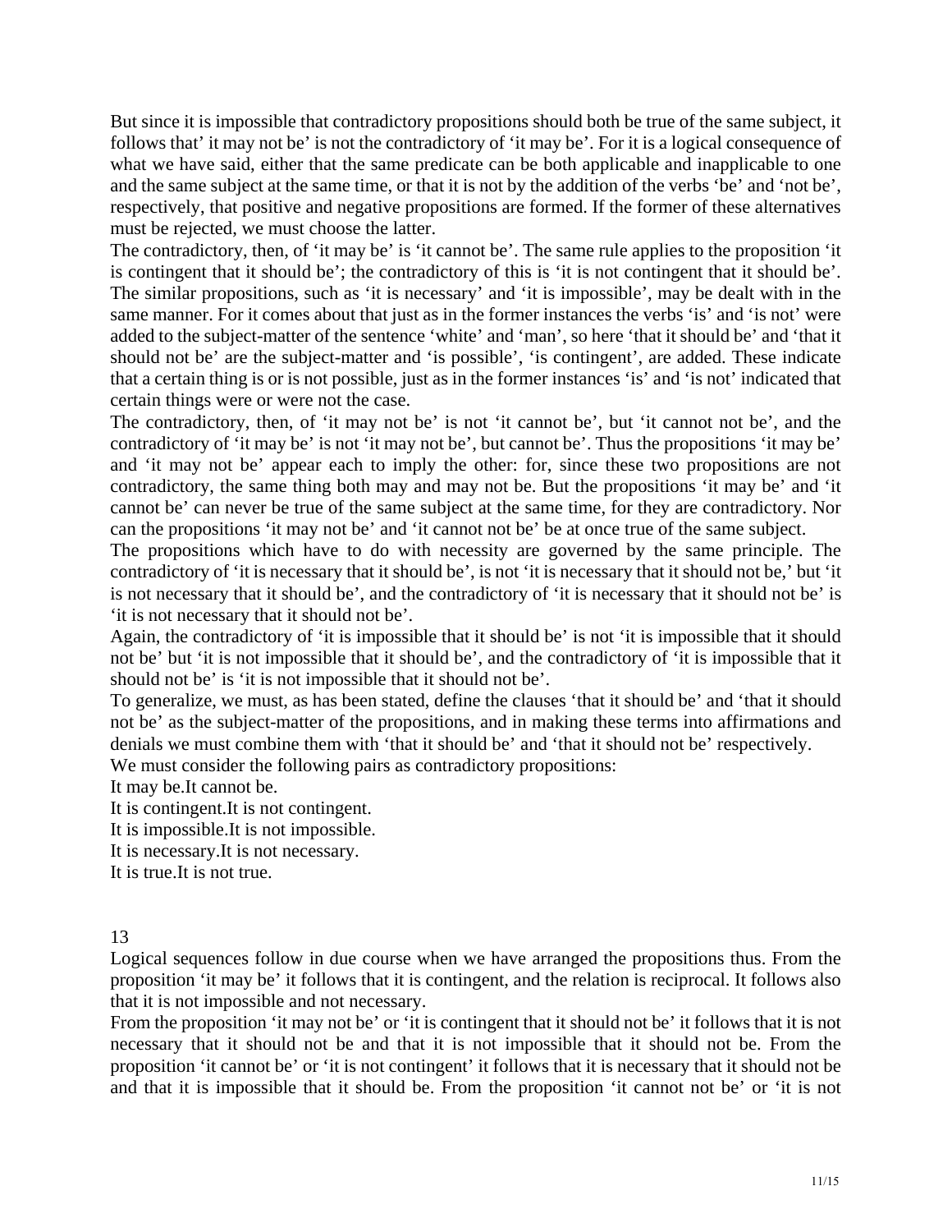But since it is impossible that contradictory propositions should both be true of the same subject, it follows that' it may not be' is not the contradictory of 'it may be'. For it is a logical consequence of what we have said, either that the same predicate can be both applicable and inapplicable to one and the same subject at the same time, or that it is not by the addition of the verbs 'be' and 'not be', respectively, that positive and negative propositions are formed. If the former of these alternatives must be rejected, we must choose the latter.

The contradictory, then, of 'it may be' is 'it cannot be'. The same rule applies to the proposition 'it is contingent that it should be'; the contradictory of this is 'it is not contingent that it should be'. The similar propositions, such as 'it is necessary' and 'it is impossible', may be dealt with in the same manner. For it comes about that just as in the former instances the verbs 'is' and 'is not' were added to the subject-matter of the sentence 'white' and 'man', so here 'that it should be' and 'that it should not be' are the subject-matter and 'is possible', 'is contingent', are added. These indicate that a certain thing is or is not possible, just as in the former instances 'is' and 'is not' indicated that certain things were or were not the case.

The contradictory, then, of 'it may not be' is not 'it cannot be', but 'it cannot not be', and the contradictory of 'it may be' is not 'it may not be', but cannot be'. Thus the propositions 'it may be' and 'it may not be' appear each to imply the other: for, since these two propositions are not contradictory, the same thing both may and may not be. But the propositions 'it may be' and 'it cannot be' can never be true of the same subject at the same time, for they are contradictory. Nor can the propositions 'it may not be' and 'it cannot not be' be at once true of the same subject.

The propositions which have to do with necessity are governed by the same principle. The contradictory of 'it is necessary that it should be', is not 'it is necessary that it should not be,' but 'it is not necessary that it should be', and the contradictory of 'it is necessary that it should not be' is 'it is not necessary that it should not be'.

Again, the contradictory of 'it is impossible that it should be' is not 'it is impossible that it should not be' but 'it is not impossible that it should be', and the contradictory of 'it is impossible that it should not be' is 'it is not impossible that it should not be'.

To generalize, we must, as has been stated, define the clauses 'that it should be' and 'that it should not be' as the subject-matter of the propositions, and in making these terms into affirmations and denials we must combine them with 'that it should be' and 'that it should not be' respectively.

We must consider the following pairs as contradictory propositions:

It may be.It cannot be.

It is contingent.It is not contingent.

It is impossible.It is not impossible.

It is necessary.It is not necessary.

It is true.It is not true.

## 13

Logical sequences follow in due course when we have arranged the propositions thus. From the proposition 'it may be' it follows that it is contingent, and the relation is reciprocal. It follows also that it is not impossible and not necessary.

From the proposition 'it may not be' or 'it is contingent that it should not be' it follows that it is not necessary that it should not be and that it is not impossible that it should not be. From the proposition 'it cannot be' or 'it is not contingent' it follows that it is necessary that it should not be and that it is impossible that it should be. From the proposition 'it cannot not be' or 'it is not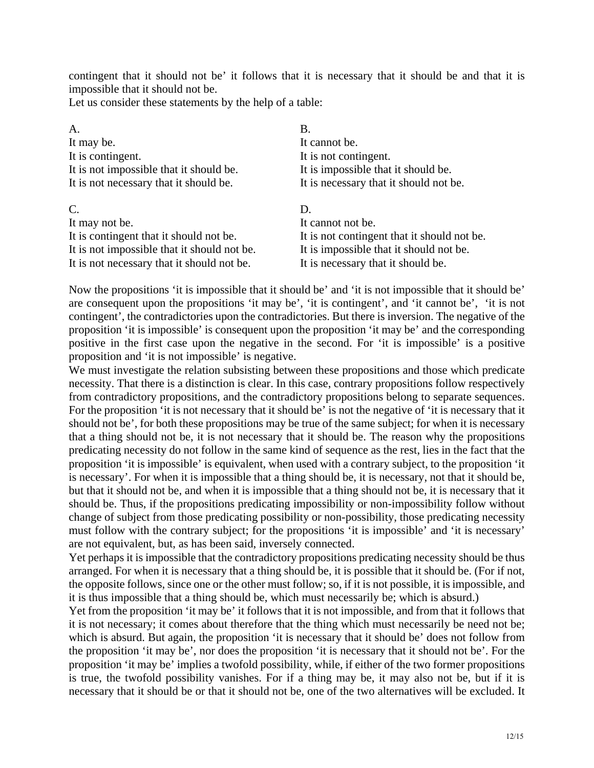contingent that it should not be' it follows that it is necessary that it should be and that it is impossible that it should not be.
Let us consider these statements by the help of a table:

| | |
|---|---|
| A. | B. |
| It may be. | It cannot be. |
| It is contingent. | It is not contingent. |
| It is not impossible that it should be. | It is impossible that it should be. |
| It is not necessary that it should be. | It is necessary that it should not be. |
| C. | D. |
| It may not be. | It cannot not be. |
| It is contingent that it should not be. | It is not contingent that it should not be. |
| It is not impossible that it should not be. | It is impossible that it should not be. |
| It is not necessary that it should not be. | It is necessary that it should be. |

Now the propositions 'it is impossible that it should be' and 'it is not impossible that it should be' are consequent upon the propositions 'it may be', 'it is contingent', and 'it cannot be', 'it is not contingent', the contradictories upon the contradictories. But there is inversion. The negative of the proposition 'it is impossible' is consequent upon the proposition 'it may be' and the corresponding positive in the first case upon the negative in the second. For 'it is impossible' is a positive proposition and 'it is not impossible' is negative.

We must investigate the relation subsisting between these propositions and those which predicate necessity. That there is a distinction is clear. In this case, contrary propositions follow respectively from contradictory propositions, and the contradictory propositions belong to separate sequences. For the proposition 'it is not necessary that it should be' is not the negative of 'it is necessary that it should not be', for both these propositions may be true of the same subject; for when it is necessary that a thing should not be, it is not necessary that it should be. The reason why the propositions predicating necessity do not follow in the same kind of sequence as the rest, lies in the fact that the proposition 'it is impossible' is equivalent, when used with a contrary subject, to the proposition 'it is necessary'. For when it is impossible that a thing should be, it is necessary, not that it should be, but that it should not be, and when it is impossible that a thing should not be, it is necessary that it should be. Thus, if the propositions predicating impossibility or non-impossibility follow without change of subject from those predicating possibility or non-possibility, those predicating necessity must follow with the contrary subject; for the propositions 'it is impossible' and 'it is necessary' are not equivalent, but, as has been said, inversely connected.

Yet perhaps it is impossible that the contradictory propositions predicating necessity should be thus arranged. For when it is necessary that a thing should be, it is possible that it should be. (For if not, the opposite follows, since one or the other must follow; so, if it is not possible, it is impossible, and it is thus impossible that a thing should be, which must necessarily be; which is absurd.)

Yet from the proposition 'it may be' it follows that it is not impossible, and from that it follows that it is not necessary; it comes about therefore that the thing which must necessarily be need not be; which is absurd. But again, the proposition 'it is necessary that it should be' does not follow from the proposition 'it may be', nor does the proposition 'it is necessary that it should not be'. For the proposition 'it may be' implies a twofold possibility, while, if either of the two former propositions is true, the twofold possibility vanishes. For if a thing may be, it may also not be, but if it is necessary that it should be or that it should not be, one of the two alternatives will be excluded. It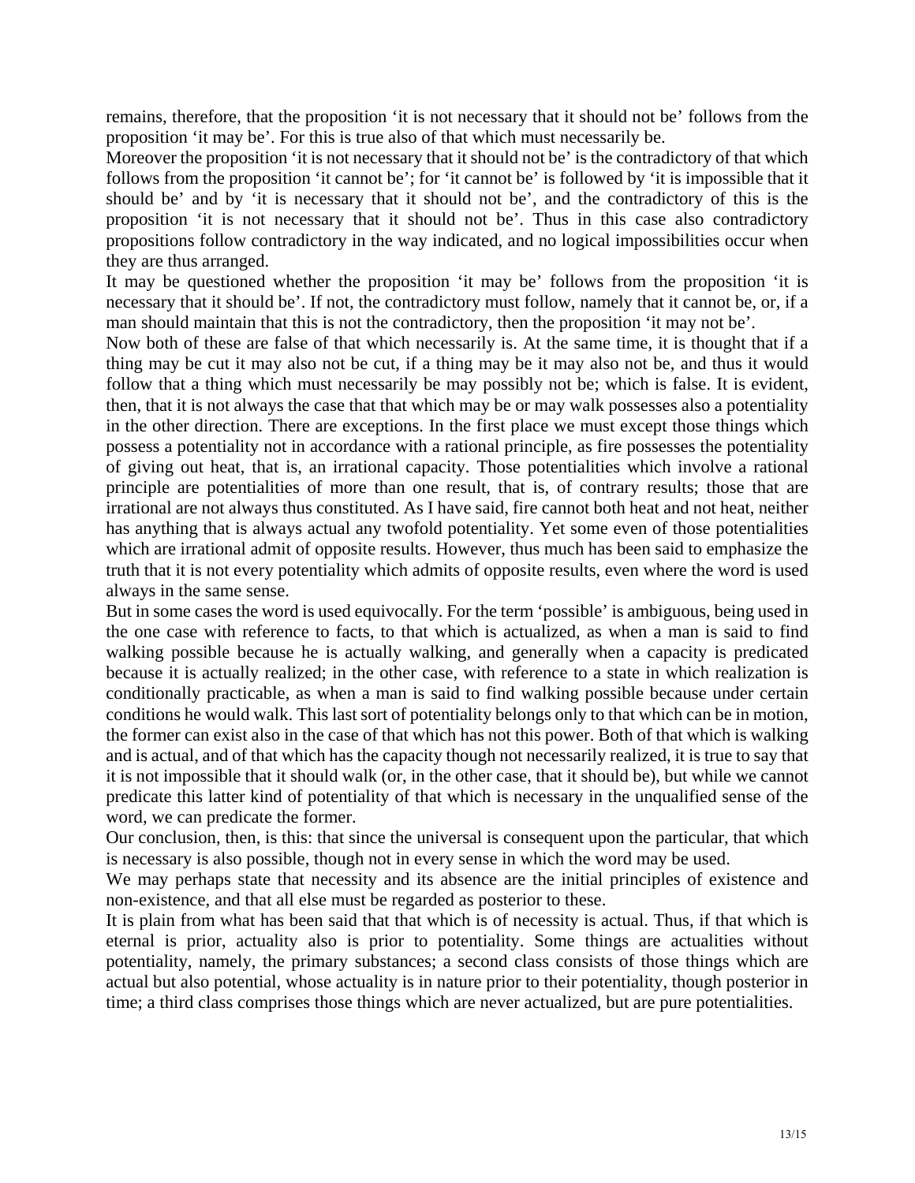remains, therefore, that the proposition 'it is not necessary that it should not be' follows from the proposition 'it may be'. For this is true also of that which must necessarily be.

Moreover the proposition 'it is not necessary that it should not be' is the contradictory of that which follows from the proposition 'it cannot be'; for 'it cannot be' is followed by 'it is impossible that it should be' and by 'it is necessary that it should not be', and the contradictory of this is the proposition 'it is not necessary that it should not be'. Thus in this case also contradictory propositions follow contradictory in the way indicated, and no logical impossibilities occur when they are thus arranged.

It may be questioned whether the proposition 'it may be' follows from the proposition 'it is necessary that it should be'. If not, the contradictory must follow, namely that it cannot be, or, if a man should maintain that this is not the contradictory, then the proposition 'it may not be'.

Now both of these are false of that which necessarily is. At the same time, it is thought that if a thing may be cut it may also not be cut, if a thing may be it may also not be, and thus it would follow that a thing which must necessarily be may possibly not be; which is false. It is evident, then, that it is not always the case that that which may be or may walk possesses also a potentiality in the other direction. There are exceptions. In the first place we must except those things which possess a potentiality not in accordance with a rational principle, as fire possesses the potentiality of giving out heat, that is, an irrational capacity. Those potentialities which involve a rational principle are potentialities of more than one result, that is, of contrary results; those that are irrational are not always thus constituted. As I have said, fire cannot both heat and not heat, neither has anything that is always actual any twofold potentiality. Yet some even of those potentialities which are irrational admit of opposite results. However, thus much has been said to emphasize the truth that it is not every potentiality which admits of opposite results, even where the word is used always in the same sense.

But in some cases the word is used equivocally. For the term 'possible' is ambiguous, being used in the one case with reference to facts, to that which is actualized, as when a man is said to find walking possible because he is actually walking, and generally when a capacity is predicated because it is actually realized; in the other case, with reference to a state in which realization is conditionally practicable, as when a man is said to find walking possible because under certain conditions he would walk. This last sort of potentiality belongs only to that which can be in motion, the former can exist also in the case of that which has not this power. Both of that which is walking and is actual, and of that which has the capacity though not necessarily realized, it is true to say that it is not impossible that it should walk (or, in the other case, that it should be), but while we cannot predicate this latter kind of potentiality of that which is necessary in the unqualified sense of the word, we can predicate the former.

Our conclusion, then, is this: that since the universal is consequent upon the particular, that which is necessary is also possible, though not in every sense in which the word may be used.

We may perhaps state that necessity and its absence are the initial principles of existence and non-existence, and that all else must be regarded as posterior to these.

It is plain from what has been said that that which is of necessity is actual. Thus, if that which is eternal is prior, actuality also is prior to potentiality. Some things are actualities without potentiality, namely, the primary substances; a second class consists of those things which are actual but also potential, whose actuality is in nature prior to their potentiality, though posterior in time; a third class comprises those things which are never actualized, but are pure potentialities.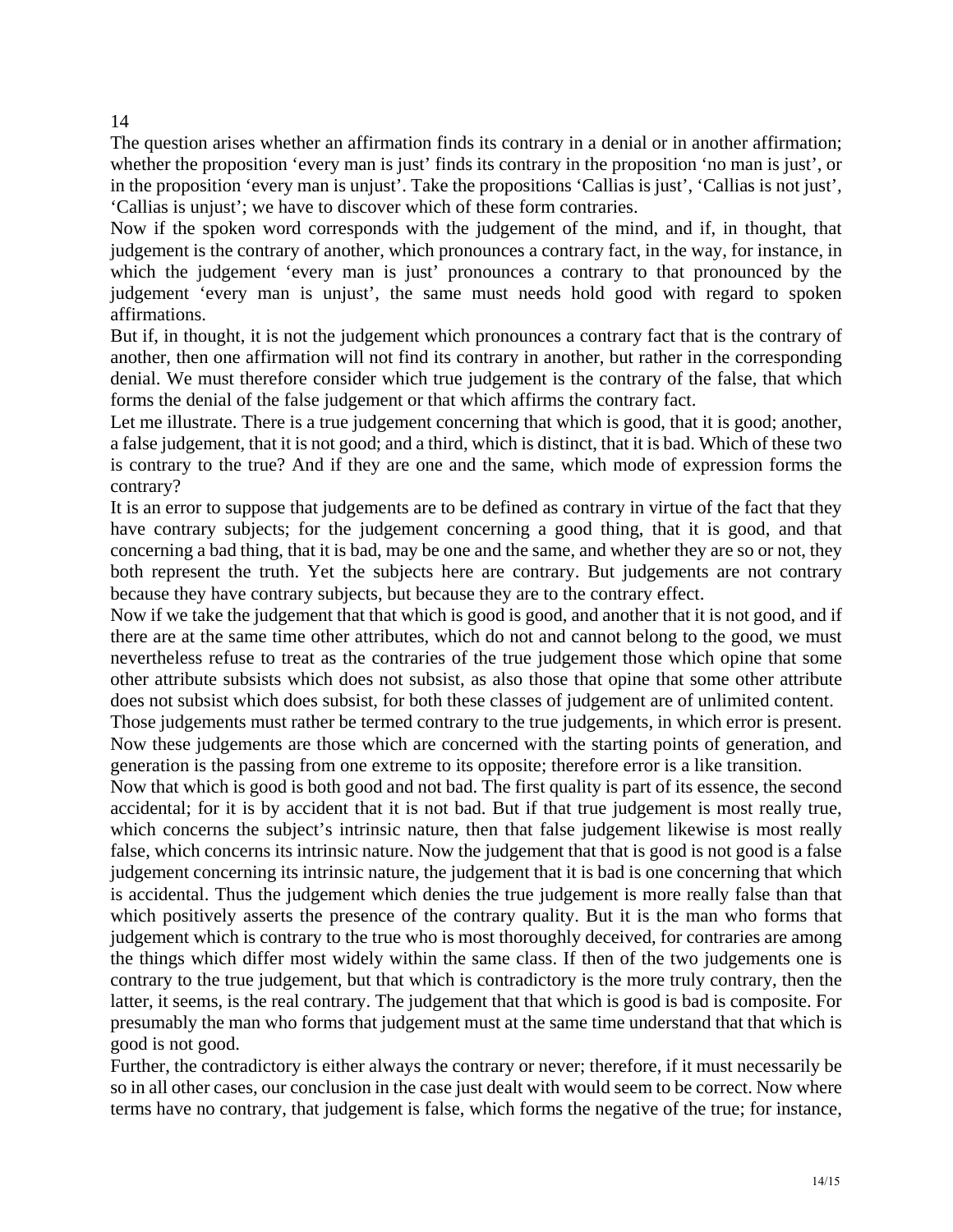## 14

The question arises whether an affirmation finds its contrary in a denial or in another affirmation; whether the proposition 'every man is just' finds its contrary in the proposition 'no man is just', or in the proposition 'every man is unjust'. Take the propositions 'Callias is just', 'Callias is not just', 'Callias is unjust'; we have to discover which of these form contraries.

Now if the spoken word corresponds with the judgement of the mind, and if, in thought, that judgement is the contrary of another, which pronounces a contrary fact, in the way, for instance, in which the judgement 'every man is just' pronounces a contrary to that pronounced by the judgement 'every man is unjust', the same must needs hold good with regard to spoken affirmations.

But if, in thought, it is not the judgement which pronounces a contrary fact that is the contrary of another, then one affirmation will not find its contrary in another, but rather in the corresponding denial. We must therefore consider which true judgement is the contrary of the false, that which forms the denial of the false judgement or that which affirms the contrary fact.

Let me illustrate. There is a true judgement concerning that which is good, that it is good; another, a false judgement, that it is not good; and a third, which is distinct, that it is bad. Which of these two is contrary to the true? And if they are one and the same, which mode of expression forms the contrary?

It is an error to suppose that judgements are to be defined as contrary in virtue of the fact that they have contrary subjects; for the judgement concerning a good thing, that it is good, and that concerning a bad thing, that it is bad, may be one and the same, and whether they are so or not, they both represent the truth. Yet the subjects here are contrary. But judgements are not contrary because they have contrary subjects, but because they are to the contrary effect.

Now if we take the judgement that that which is good is good, and another that it is not good, and if there are at the same time other attributes, which do not and cannot belong to the good, we must nevertheless refuse to treat as the contraries of the true judgement those which opine that some other attribute subsists which does not subsist, as also those that opine that some other attribute does not subsist which does subsist, for both these classes of judgement are of unlimited content.

Those judgements must rather be termed contrary to the true judgements, in which error is present. Now these judgements are those which are concerned with the starting points of generation, and generation is the passing from one extreme to its opposite; therefore error is a like transition.

Now that which is good is both good and not bad. The first quality is part of its essence, the second accidental; for it is by accident that it is not bad. But if that true judgement is most really true, which concerns the subject's intrinsic nature, then that false judgement likewise is most really false, which concerns its intrinsic nature. Now the judgement that that is good is not good is a false judgement concerning its intrinsic nature, the judgement that it is bad is one concerning that which is accidental. Thus the judgement which denies the true judgement is more really false than that which positively asserts the presence of the contrary quality. But it is the man who forms that judgement which is contrary to the true who is most thoroughly deceived, for contraries are among the things which differ most widely within the same class. If then of the two judgements one is contrary to the true judgement, but that which is contradictory is the more truly contrary, then the latter, it seems, is the real contrary. The judgement that that which is good is bad is composite. For presumably the man who forms that judgement must at the same time understand that that which is good is not good.

Further, the contradictory is either always the contrary or never; therefore, if it must necessarily be so in all other cases, our conclusion in the case just dealt with would seem to be correct. Now where terms have no contrary, that judgement is false, which forms the negative of the true; for instance,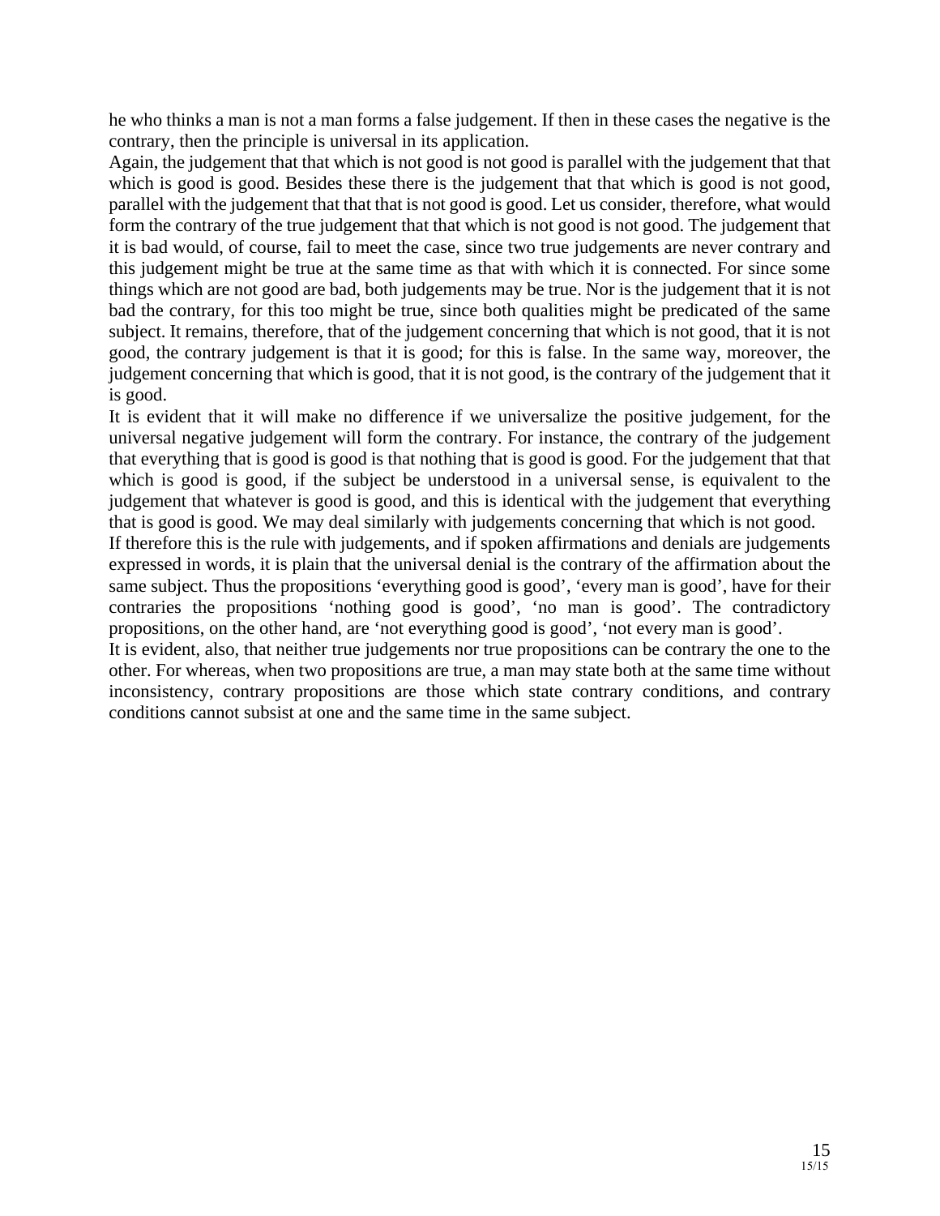he who thinks a man is not a man forms a false judgement. If then in these cases the negative is the contrary, then the principle is universal in its application.

Again, the judgement that that which is not good is not good is parallel with the judgement that that which is good is good. Besides these there is the judgement that that which is good is not good, parallel with the judgement that that that is not good is good. Let us consider, therefore, what would form the contrary of the true judgement that that which is not good is not good. The judgement that it is bad would, of course, fail to meet the case, since two true judgements are never contrary and this judgement might be true at the same time as that with which it is connected. For since some things which are not good are bad, both judgements may be true. Nor is the judgement that it is not bad the contrary, for this too might be true, since both qualities might be predicated of the same subject. It remains, therefore, that of the judgement concerning that which is not good, that it is not good, the contrary judgement is that it is good; for this is false. In the same way, moreover, the judgement concerning that which is good, that it is not good, is the contrary of the judgement that it is good.

It is evident that it will make no difference if we universalize the positive judgement, for the universal negative judgement will form the contrary. For instance, the contrary of the judgement that everything that is good is good is that nothing that is good is good. For the judgement that that which is good is good, if the subject be understood in a universal sense, is equivalent to the judgement that whatever is good is good, and this is identical with the judgement that everything that is good is good. We may deal similarly with judgements concerning that which is not good.

If therefore this is the rule with judgements, and if spoken affirmations and denials are judgements expressed in words, it is plain that the universal denial is the contrary of the affirmation about the same subject. Thus the propositions 'everything good is good', 'every man is good', have for their contraries the propositions 'nothing good is good', 'no man is good'. The contradictory propositions, on the other hand, are 'not everything good is good', 'not every man is good'.

It is evident, also, that neither true judgements nor true propositions can be contrary the one to the other. For whereas, when two propositions are true, a man may state both at the same time without inconsistency, contrary propositions are those which state contrary conditions, and contrary conditions cannot subsist at one and the same time in the same subject.